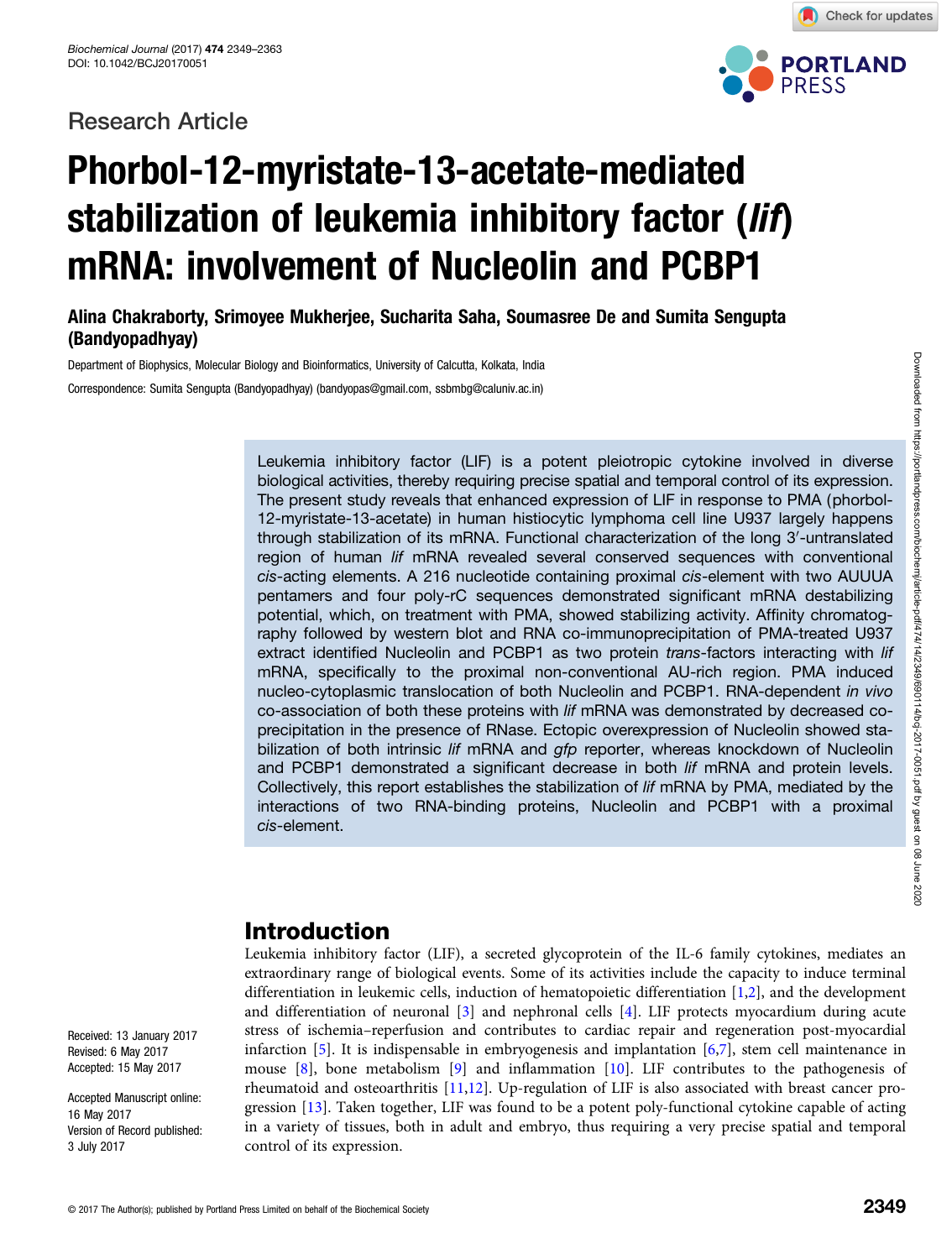Research Article

# Phorbol-12-myristate-13-acetate-mediated stabilization of leukemia inhibitory factor (*lif*) mRNA: involvement of Nucleolin and PCBP1

**Alina Chakraborty, Srimoyee Mukherjee, Sucharita Saha, Soumasree De and Sumita Sengupta (Bandyopadhyay)**

Department of Biophysics, Molecular Biology and Bioinformatics, University of Calcutta, Kolkata, India

Correspondence: Sumita Sengupta (Bandyopadhyay) (bandyopas@gmail.com, ssbmbg@caluniv.ac.in)

Leukemia inhibitory factor (LIF) is a potent pleiotropic cytokine involved in diverse biological activities, thereby requiring precise spatial and temporal control of its expression. The present study reveals that enhanced expression of LIF in response to PMA (phorbol-12-myristate-13-acetate) in human histiocytic lymphoma cell line U937 largely happens through stabilization of its mRNA. Functional characterization of the long 3′-untranslated region of human *lif* mRNA revealed several conserved sequences with conventional *cis*-acting elements. A 216 nucleotide containing proximal *cis*-element with two AUUUA pentamers and four poly-rC sequences demonstrated significant mRNA destabilizing potential, which, on treatment with PMA, showed stabilizing activity. Affinity chromatography followed by western blot and RNA co-immunoprecipitation of PMA-treated U937 extract identified Nucleolin and PCBP1 as two protein *trans*-factors interacting with *lif* mRNA, specifically to the proximal non-conventional AU-rich region. PMA induced nucleo-cytoplasmic translocation of both Nucleolin and PCBP1. RNA-dependent *in vivo* co-association of both these proteins with *lif* mRNA was demonstrated by decreased co-precipitation in the presence of RNase. Ectopic overexpression of Nucleolin showed stabilization of both intrinsic *lif* mRNA and *gfp* reporter, whereas knockdown of Nucleolin and PCBP1 demonstrated a significant decrease in both *lif* mRNA and protein levels. Collectively, this report establishes the stabilization of *lif* mRNA by PMA, mediated by the interactions of two RNA-binding proteins, Nucleolin and PCBP1 with a proximal *cis*-element.

Received: 13 January 2017
Revised: 6 May 2017
Accepted: 15 May 2017

Accepted Manuscript online: 16 May 2017
Version of Record published: 3 July 2017

## Introduction

Leukemia inhibitory factor (LIF), a secreted glycoprotein of the IL-6 family cytokines, mediates an extraordinary range of biological events. Some of its activities include the capacity to induce terminal differentiation in leukemic cells, induction of hematopoietic differentiation [1,2], and the development and differentiation of neuronal [3] and nephronal cells [4]. LIF protects myocardium during acute stress of ischemia–reperfusion and contributes to cardiac repair and regeneration post-myocardial infarction [5]. It is indispensable in embryogenesis and implantation [6,7], stem cell maintenance in mouse [8], bone metabolism [9] and inflammation [10]. LIF contributes to the pathogenesis of rheumatoid and osteoarthritis [11,12]. Up-regulation of LIF is also associated with breast cancer progression [13]. Taken together, LIF was found to be a potent poly-functional cytokine capable of acting in a variety of tissues, both in adult and embryo, thus requiring a very precise spatial and temporal control of its expression.

© 2017 The Author(s); published by Portland Press Limited on behalf of the Biochemical Society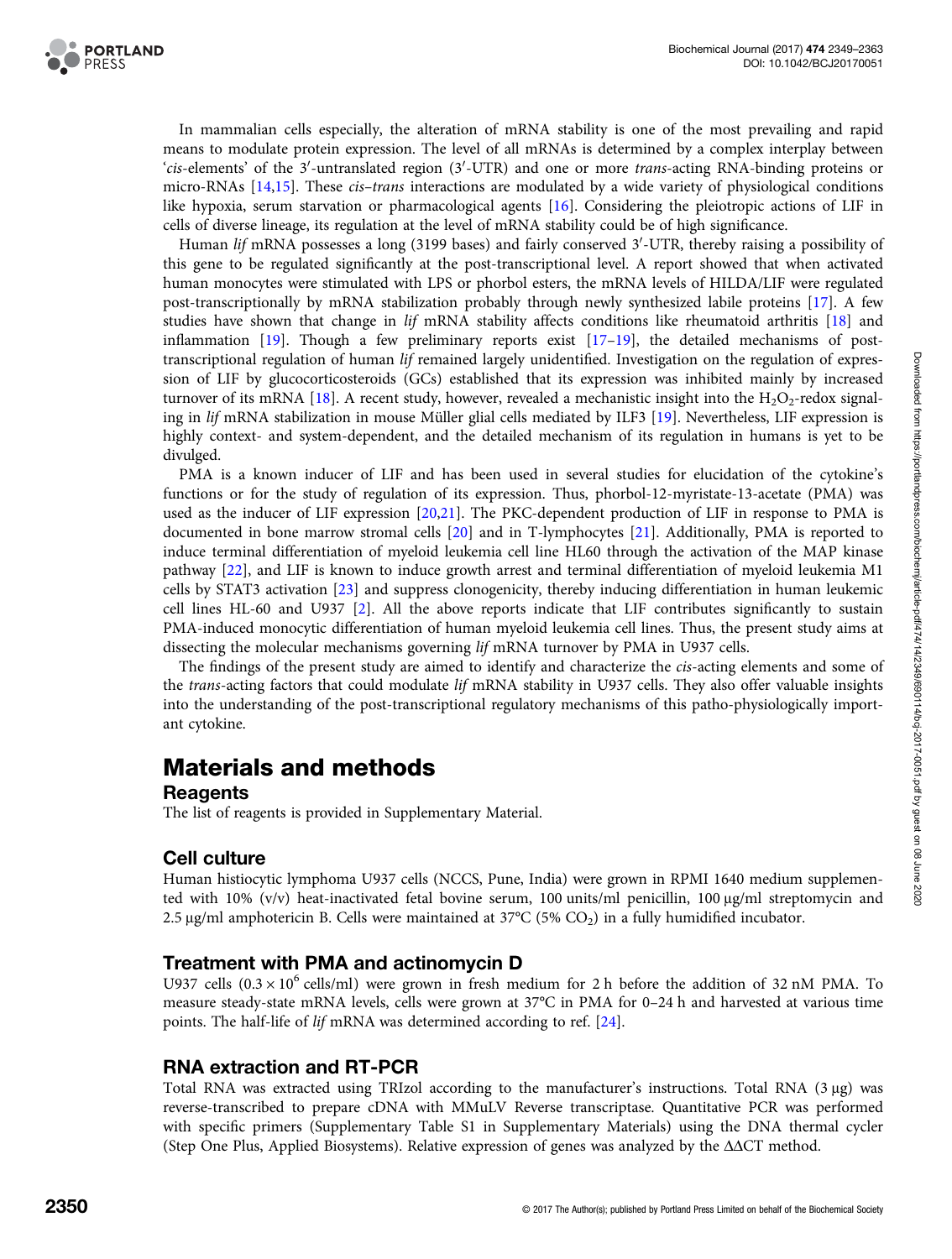In mammalian cells especially, the alteration of mRNA stability is one of the most prevailing and rapid means to modulate protein expression. The level of all mRNAs is determined by a complex interplay between '*cis*-elements' of the 3′-untranslated region (3′-UTR) and one or more *trans*-acting RNA-binding proteins or micro-RNAs [14,15]. These *cis*–*trans* interactions are modulated by a wide variety of physiological conditions like hypoxia, serum starvation or pharmacological agents [16]. Considering the pleiotropic actions of LIF in cells of diverse lineage, its regulation at the level of mRNA stability could be of high significance.

Human *lif* mRNA possesses a long (3199 bases) and fairly conserved 3′-UTR, thereby raising a possibility of this gene to be regulated significantly at the post-transcriptional level. A report showed that when activated human monocytes were stimulated with LPS or phorbol esters, the mRNA levels of HILDA/LIF were regulated post-transcriptionally by mRNA stabilization probably through newly synthesized labile proteins [17]. A few studies have shown that change in *lif* mRNA stability affects conditions like rheumatoid arthritis [18] and inflammation [19]. Though a few preliminary reports exist [17–19], the detailed mechanisms of post-transcriptional regulation of human *lif* remained largely unidentified. Investigation on the regulation of expression of LIF by glucocorticosteroids (GCs) established that its expression was inhibited mainly by increased turnover of its mRNA [18]. A recent study, however, revealed a mechanistic insight into the $H_2O_2$-redox signaling in *lif* mRNA stabilization in mouse Müller glial cells mediated by ILF3 [19]. Nevertheless, LIF expression is highly context- and system-dependent, and the detailed mechanism of its regulation in humans is yet to be divulged.

PMA is a known inducer of LIF and has been used in several studies for elucidation of the cytokine's functions or for the study of regulation of its expression. Thus, phorbol-12-myristate-13-acetate (PMA) was used as the inducer of LIF expression [20,21]. The PKC-dependent production of LIF in response to PMA is documented in bone marrow stromal cells [20] and in T-lymphocytes [21]. Additionally, PMA is reported to induce terminal differentiation of myeloid leukemia cell line HL60 through the activation of the MAP kinase pathway [22], and LIF is known to induce growth arrest and terminal differentiation of myeloid leukemia M1 cells by STAT3 activation [23] and suppress clonogenicity, thereby inducing differentiation in human leukemic cell lines HL-60 and U937 [2]. All the above reports indicate that LIF contributes significantly to sustain PMA-induced monocytic differentiation of human myeloid leukemia cell lines. Thus, the present study aims at dissecting the molecular mechanisms governing *lif* mRNA turnover by PMA in U937 cells.

The findings of the present study are aimed to identify and characterize the *cis*-acting elements and some of the *trans*-acting factors that could modulate *lif* mRNA stability in U937 cells. They also offer valuable insights into the understanding of the post-transcriptional regulatory mechanisms of this patho-physiologically important cytokine.

# Materials and methods

## Reagents

The list of reagents is provided in Supplementary Material.

## Cell culture

Human histiocytic lymphoma U937 cells (NCCS, Pune, India) were grown in RPMI 1640 medium supplemented with 10% (v/v) heat-inactivated fetal bovine serum, 100 units/ml penicillin, 100 µg/ml streptomycin and 2.5 µg/ml amphotericin B. Cells were maintained at 37°C (5% $CO_2$) in a fully humidified incubator.

## Treatment with PMA and actinomycin D

U937 cells ($0.3 \times 10^6$ cells/ml) were grown in fresh medium for 2 h before the addition of 32 nM PMA. To measure steady-state mRNA levels, cells were grown at 37°C in PMA for 0–24 h and harvested at various time points. The half-life of *lif* mRNA was determined according to ref. [24].

## RNA extraction and RT-PCR

Total RNA was extracted using TRIzol according to the manufacturer's instructions. Total RNA (3 µg) was reverse-transcribed to prepare cDNA with MMuLV Reverse transcriptase. Quantitative PCR was performed with specific primers (Supplementary Table S1 in Supplementary Materials) using the DNA thermal cycler (Step One Plus, Applied Biosystems). Relative expression of genes was analyzed by the ΔΔCT method.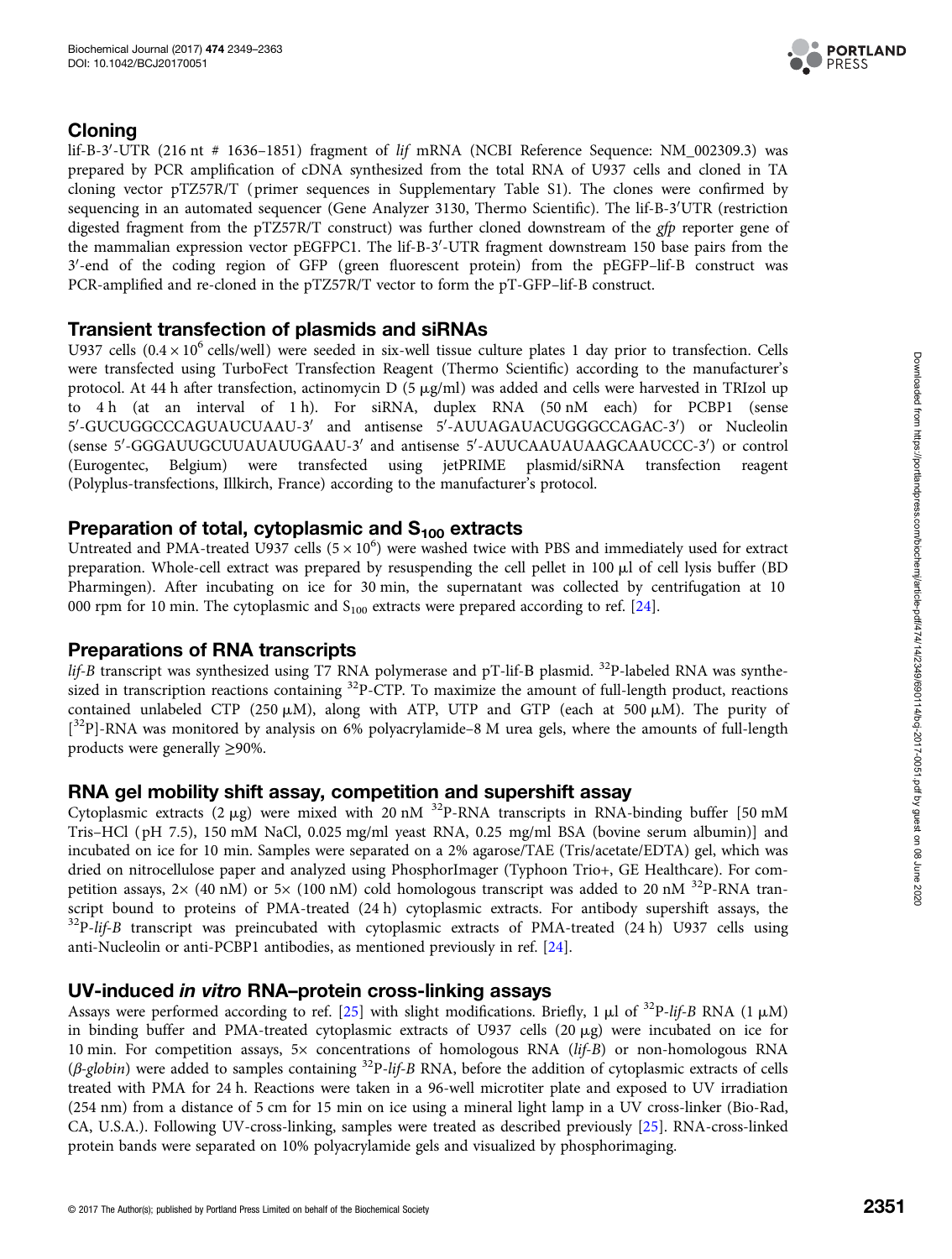## Cloning

lif-B-3′-UTR (216 nt # 1636–1851) fragment of *lif* mRNA (NCBI Reference Sequence: NM_002309.3) was prepared by PCR amplification of cDNA synthesized from the total RNA of U937 cells and cloned in TA cloning vector pTZ57R/T (primer sequences in Supplementary Table S1). The clones were confirmed by sequencing in an automated sequencer (Gene Analyzer 3130, Thermo Scientific). The lif-B-3′UTR (restriction digested fragment from the pTZ57R/T construct) was further cloned downstream of the *gfp* reporter gene of the mammalian expression vector pEGFPC1. The lif-B-3′-UTR fragment downstream 150 base pairs from the 3′-end of the coding region of GFP (green fluorescent protein) from the pEGFP–lif-B construct was PCR-amplified and re-cloned in the pTZ57R/T vector to form the pT-GFP–lif-B construct.

## Transient transfection of plasmids and siRNAs

U937 cells ($0.4 \times 10^6$ cells/well) were seeded in six-well tissue culture plates 1 day prior to transfection. Cells were transfected using TurboFect Transfection Reagent (Thermo Scientific) according to the manufacturer's protocol. At 44 h after transfection, actinomycin D (5 μg/ml) was added and cells were harvested in TRIzol up to 4 h (at an interval of 1 h). For siRNA, duplex RNA (50 nM each) for PCBP1 (sense 5′-GUCUGGCCCAGUAUCUAAU-3′ and antisense 5′-AUUAGAUACUGGGCCAGAC-3′) or Nucleolin (sense 5′-GGGAUUGCUUAUAUUGAAU-3′ and antisense 5′-AUUCAAUAUAAGCAAUCCC-3′) or control (Eurogentec, Belgium) were transfected using jetPRIME plasmid/siRNA transfection reagent (Polyplus-transfections, Illkirch, France) according to the manufacturer's protocol.

## Preparation of total, cytoplasmic and $S_{100}$ extracts

Untreated and PMA-treated U937 cells ($5 \times 10^6$) were washed twice with PBS and immediately used for extract preparation. Whole-cell extract was prepared by resuspending the cell pellet in 100 μl of cell lysis buffer (BD Pharmingen). After incubating on ice for 30 min, the supernatant was collected by centrifugation at 10 000 rpm for 10 min. The cytoplasmic and $S_{100}$ extracts were prepared according to ref. [24].

## Preparations of RNA transcripts

*lif-B* transcript was synthesized using T7 RNA polymerase and pT-lif-B plasmid. $^{32}$P-labeled RNA was synthesized in transcription reactions containing $^{32}$P-CTP. To maximize the amount of full-length product, reactions contained unlabeled CTP (250 μM), along with ATP, UTP and GTP (each at 500 μM). The purity of [$^{32}$P]-RNA was monitored by analysis on 6% polyacrylamide–8 M urea gels, where the amounts of full-length products were generally ≥90%.

## RNA gel mobility shift assay, competition and supershift assay

Cytoplasmic extracts (2 μg) were mixed with 20 nM $^{32}$P-RNA transcripts in RNA-binding buffer [50 mM Tris–HCl (pH 7.5), 150 mM NaCl, 0.025 mg/ml yeast RNA, 0.25 mg/ml BSA (bovine serum albumin)] and incubated on ice for 10 min. Samples were separated on a 2% agarose/TAE (Tris/acetate/EDTA) gel, which was dried on nitrocellulose paper and analyzed using PhosphorImager (Typhoon Trio+, GE Healthcare). For competition assays, 2× (40 nM) or 5× (100 nM) cold homologous transcript was added to 20 nM $^{32}$P-RNA transcript bound to proteins of PMA-treated (24 h) cytoplasmic extracts. For antibody supershift assays, the $^{32}$P-*lif-B* transcript was preincubated with cytoplasmic extracts of PMA-treated (24 h) U937 cells using anti-Nucleolin or anti-PCBP1 antibodies, as mentioned previously in ref. [24].

## UV-induced *in vitro* RNA–protein cross-linking assays

Assays were performed according to ref. [25] with slight modifications. Briefly, 1 μl of $^{32}$P-*lif-B* RNA (1 μM) in binding buffer and PMA-treated cytoplasmic extracts of U937 cells (20 μg) were incubated on ice for 10 min. For competition assays, 5× concentrations of homologous RNA (*lif-B*) or non-homologous RNA (*β-globin*) were added to samples containing $^{32}$P-*lif-B* RNA, before the addition of cytoplasmic extracts of cells treated with PMA for 24 h. Reactions were taken in a 96-well microtiter plate and exposed to UV irradiation (254 nm) from a distance of 5 cm for 15 min on ice using a mineral light lamp in a UV cross-linker (Bio-Rad, CA, U.S.A.). Following UV-cross-linking, samples were treated as described previously [25]. RNA-cross-linked protein bands were separated on 10% polyacrylamide gels and visualized by phosphorimaging.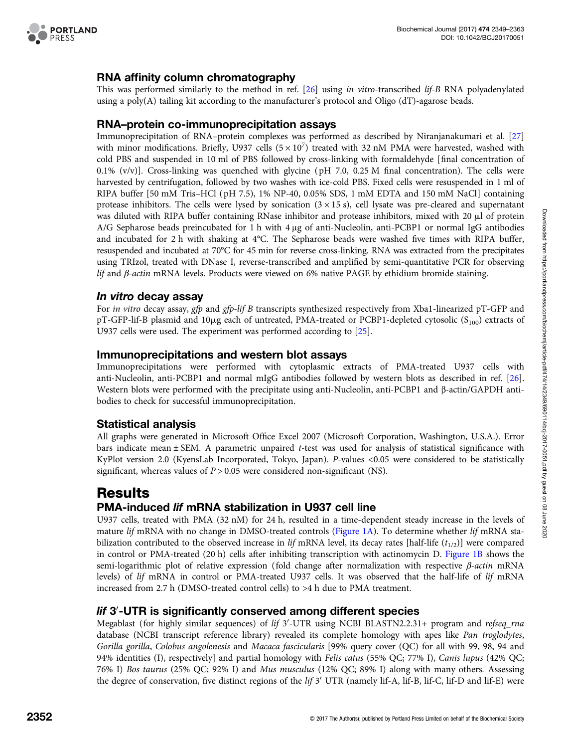## RNA affinity column chromatography

This was performed similarly to the method in ref. [26] using *in vitro*-transcribed *lif-B* RNA polyadenylated using a poly(A) tailing kit according to the manufacturer's protocol and Oligo (dT)-agarose beads.

## RNA–protein co-immunoprecipitation assays

Immunoprecipitation of RNA–protein complexes was performed as described by Niranjanakumari et al. [27] with minor modifications. Briefly, U937 cells ($5 \times 10^7$) treated with 32 nM PMA were harvested, washed with cold PBS and suspended in 10 ml of PBS followed by cross-linking with formaldehyde [final concentration of 0.1% (v/v)]. Cross-linking was quenched with glycine (pH 7.0, 0.25 M final concentration). The cells were harvested by centrifugation, followed by two washes with ice-cold PBS. Fixed cells were resuspended in 1 ml of RIPA buffer [50 mM Tris–HCl (pH 7.5), 1% NP-40, 0.05% SDS, 1 mM EDTA and 150 mM NaCl] containing protease inhibitors. The cells were lysed by sonication (3 × 15 s), cell lysate was pre-cleared and supernatant was diluted with RIPA buffer containing RNase inhibitor and protease inhibitors, mixed with 20 µl of protein A/G Sepharose beads preincubated for 1 h with 4 µg of anti-Nucleolin, anti-PCBP1 or normal IgG antibodies and incubated for 2 h with shaking at 4°C. The Sepharose beads were washed five times with RIPA buffer, resuspended and incubated at 70°C for 45 min for reverse cross-linking. RNA was extracted from the precipitates using TRIzol, treated with DNase I, reverse-transcribed and amplified by semi-quantitative PCR for observing *lif* and *β-actin* mRNA levels. Products were viewed on 6% native PAGE by ethidium bromide staining.

## *In vitro* decay assay

For *in vitro* decay assay, *gfp* and *gfp-lif B* transcripts synthesized respectively from Xba1-linearized pT-GFP and pT-GFP-lif-B plasmid and 10µg each of untreated, PMA-treated or PCBP1-depleted cytosolic ($S_{100}$) extracts of U937 cells were used. The experiment was performed according to [25].

## Immunoprecipitations and western blot assays

Immunoprecipitations were performed with cytoplasmic extracts of PMA-treated U937 cells with anti-Nucleolin, anti-PCBP1 and normal mIgG antibodies followed by western blots as described in ref. [26]. Western blots were performed with the precipitate using anti-Nucleolin, anti-PCBP1 and β-actin/GAPDH antibodies to check for successful immunoprecipitation.

## Statistical analysis

All graphs were generated in Microsoft Office Excel 2007 (Microsoft Corporation, Washington, U.S.A.). Error bars indicate mean ± SEM. A parametric unpaired *t*-test was used for analysis of statistical significance with KyPlot version 2.0 (KyensLab Incorporated, Tokyo, Japan). *P*-values <0.05 were considered to be statistically significant, whereas values of $P > 0.05$ were considered non-significant (NS).

# Results

## PMA-induced *lif* mRNA stabilization in U937 cell line

U937 cells, treated with PMA (32 nM) for 24 h, resulted in a time-dependent steady increase in the levels of mature *lif* mRNA with no change in DMSO-treated controls (Figure 1A). To determine whether *lif* mRNA stabilization contributed to the observed increase in *lif* mRNA level, its decay rates [half-life ($t_{1/2}$)] were compared in control or PMA-treated (20 h) cells after inhibiting transcription with actinomycin D. Figure 1B shows the semi-logarithmic plot of relative expression (fold change after normalization with respective *β-actin* mRNA levels) of *lif* mRNA in control or PMA-treated U937 cells. It was observed that the half-life of *lif* mRNA increased from 2.7 h (DMSO-treated control cells) to >4 h due to PMA treatment.

## *lif* 3′-UTR is significantly conserved among different species

Megablast (for highly similar sequences) of *lif* 3′-UTR using NCBI BLASTN2.2.31+ program and *refseq_rna* database (NCBI transcript reference library) revealed its complete homology with apes like *Pan troglodytes*, *Gorilla gorilla*, *Colobus angolenesis* and *Macaca fascicularis* [99% query cover (QC) for all with 99, 98, 94 and 94% identities (I), respectively] and partial homology with *Felis catus* (55% QC; 77% I), *Canis lupus* (42% QC; 76% I) *Bos taurus* (25% QC; 92% I) and *Mus musculus* (12% QC; 89% I) along with many others. Assessing the degree of conservation, five distinct regions of the *lif* 3′ UTR (namely lif-A, lif-B, lif-C, lif-D and lif-E) were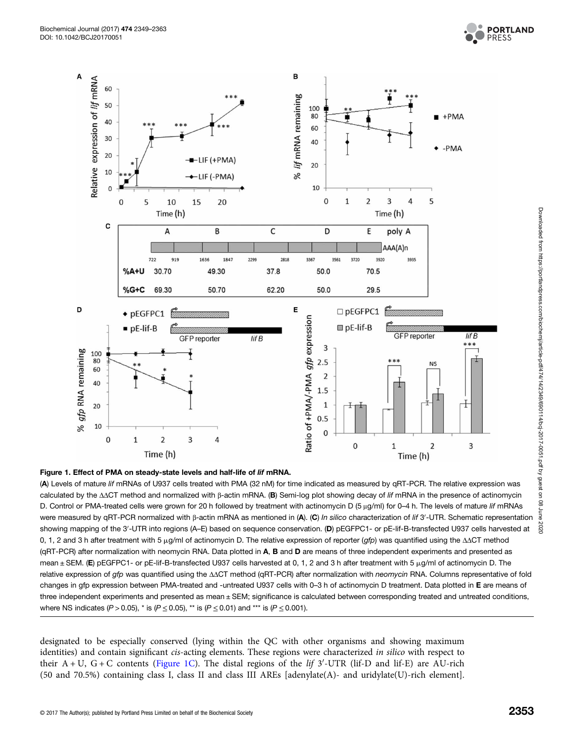**Figure 1. Effect of PMA on steady-state levels and half-life of *lif* mRNA.**

(**A**) Levels of mature *lif* mRNAs of U937 cells treated with PMA (32 nM) for time indicated as measured by qRT-PCR. The relative expression was calculated by the ΔΔCT method and normalized with β-actin mRNA. (**B**) Semi-log plot showing decay of *lif* mRNA in the presence of actinomycin D. Control or PMA-treated cells were grown for 20 h followed by treatment with actinomycin D (5 μg/ml) for 0–4 h. The levels of mature *lif* mRNAs were measured by qRT-PCR normalized with β-actin mRNA as mentioned in (**A**). (**C**) *In silico* characterization of *lif* 3′-UTR. Schematic representation showing mapping of the 3′-UTR into regions (A–E) based on sequence conservation. (**D**) pEGFPC1- or pE-lif-B-transfected U937 cells harvested at 0, 1, 2 and 3 h after treatment with 5 μg/ml of actinomycin D. The relative expression of reporter (*gfp*) was quantified using the ΔΔCT method (qRT-PCR) after normalization with neomycin RNA. Data plotted in **A**, **B** and **D** are means of three independent experiments and presented as mean ± SEM. (**E**) pEGFPC1- or pE-lif-B-transfected U937 cells harvested at 0, 1, 2 and 3 h after treatment with 5 μg/ml of actinomycin D. The relative expression of *gfp* was quantified using the ΔΔCT method (qRT-PCR) after normalization with *neomycin* RNA. Columns representative of fold changes in gfp expression between PMA-treated and -untreated U937 cells with 0–3 h of actinomycin D treatment. Data plotted in **E** are means of three independent experiments and presented as mean ± SEM; significance is calculated between corresponding treated and untreated conditions, where NS indicates ($P > 0.05$), * is ($P \leq 0.05$), ** is ($P \leq 0.01$) and *** is ($P \leq 0.001$).

designated to be especially conserved (lying within the QC with other organisms and showing maximum identities) and contain significant *cis*-acting elements. These regions were characterized *in silico* with respect to their A + U, G + C contents (Figure 1C). The distal regions of the *lif* 3′-UTR (lif-D and lif-E) are AU-rich (50 and 70.5%) containing class I, class II and class III AREs [adenylate(A)- and uridylate(U)-rich element].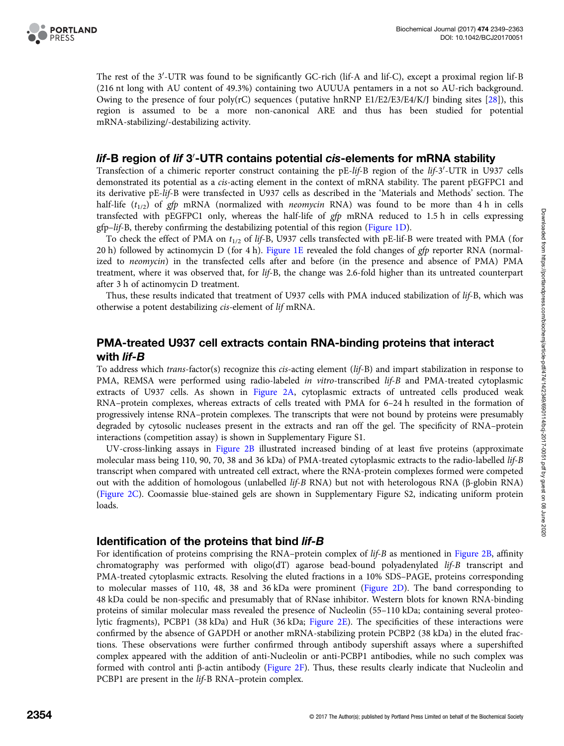The rest of the 3′-UTR was found to be significantly GC-rich (lif-A and lif-C), except a proximal region lif-B (216 nt long with AU content of 49.3%) containing two AUUUA pentamers in a not so AU-rich background. Owing to the presence of four poly(rC) sequences (putative hnRNP E1/E2/E3/E4/K/J binding sites [28]), this region is assumed to be a more non-canonical ARE and thus has been studied for potential mRNA-stabilizing/-destabilizing activity.

## *lif*-B region of *lif* 3′-UTR contains potential *cis*-elements for mRNA stability

Transfection of a chimeric reporter construct containing the pE-*lif*-B region of the *lif*-3′-UTR in U937 cells demonstrated its potential as a *cis*-acting element in the context of mRNA stability. The parent pEGFPC1 and its derivative pE-*lif*-B were transfected in U937 cells as described in the 'Materials and Methods' section. The half-life ($t_{1/2}$) of *gfp* mRNA (normalized with *neomycin* RNA) was found to be more than 4 h in cells transfected with pEGFPC1 only, whereas the half-life of *gfp* mRNA reduced to 1.5 h in cells expressing gfp–*lif*-B, thereby confirming the destabilizing potential of this region (Figure 1D).

To check the effect of PMA on $t_{1/2}$ of *lif*-B, U937 cells transfected with pE-lif-B were treated with PMA (for 20 h) followed by actinomycin D (for 4 h). Figure 1E revealed the fold changes of *gfp* reporter RNA (normalized to *neomycin*) in the transfected cells after and before (in the presence and absence of PMA) PMA treatment, where it was observed that, for *lif*-B, the change was 2.6-fold higher than its untreated counterpart after 3 h of actinomycin D treatment.

Thus, these results indicated that treatment of U937 cells with PMA induced stabilization of *lif*-B, which was otherwise a potent destabilizing *cis*-element of *lif* mRNA.

## PMA-treated U937 cell extracts contain RNA-binding proteins that interact with *lif-B*

To address which *trans*-factor(s) recognize this *cis*-acting element (*lif*-B) and impart stabilization in response to PMA, REMSA were performed using radio-labeled *in vitro*-transcribed *lif*-B and PMA-treated cytoplasmic extracts of U937 cells. As shown in Figure 2A, cytoplasmic extracts of untreated cells produced weak RNA–protein complexes, whereas extracts of cells treated with PMA for 6–24 h resulted in the formation of progressively intense RNA–protein complexes. The transcripts that were not bound by proteins were presumably degraded by cytosolic nucleases present in the extracts and ran off the gel. The specificity of RNA–protein interactions (competition assay) is shown in Supplementary Figure S1.

UV-cross-linking assays in Figure 2B illustrated increased binding of at least five proteins (approximate molecular mass being 110, 90, 70, 38 and 36 kDa) of PMA-treated cytoplasmic extracts to the radio-labelled *lif-B* transcript when compared with untreated cell extract, where the RNA-protein complexes formed were competed out with the addition of homologous (unlabelled *lif-B* RNA) but not with heterologous RNA (β-globin RNA) (Figure 2C). Coomassie blue-stained gels are shown in Supplementary Figure S2, indicating uniform protein loads.

## Identification of the proteins that bind *lif-B*

For identification of proteins comprising the RNA–protein complex of *lif-B* as mentioned in Figure 2B, affinity chromatography was performed with oligo(dT) agarose bead-bound polyadenylated *lif-B* transcript and PMA-treated cytoplasmic extracts. Resolving the eluted fractions in a 10% SDS–PAGE, proteins corresponding to molecular masses of 110, 48, 38 and 36 kDa were prominent (Figure 2D). The band corresponding to 48 kDa could be non-specific and presumably that of RNase inhibitor. Western blots for known RNA-binding proteins of similar molecular mass revealed the presence of Nucleolin (55–110 kDa; containing several proteolytic fragments), PCBP1 (38 kDa) and HuR (36 kDa; Figure 2E). The specificities of these interactions were confirmed by the absence of GAPDH or another mRNA-stabilizing protein PCBP2 (38 kDa) in the eluted fractions. These observations were further confirmed through antibody supershift assays where a supershifted complex appeared with the addition of anti-Nucleolin or anti-PCBP1 antibodies, while no such complex was formed with control anti β-actin antibody (Figure 2F). Thus, these results clearly indicate that Nucleolin and PCBP1 are present in the *lif*-B RNA–protein complex.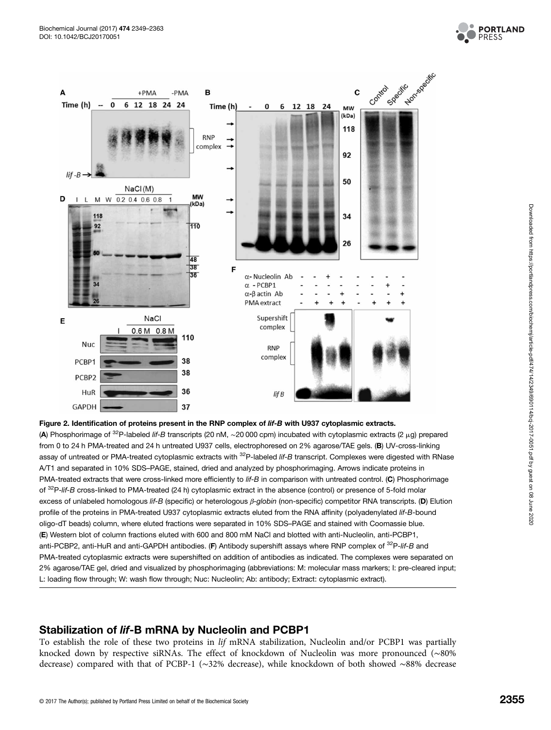**Figure 2. Identification of proteins present in the RNP complex of *lif-B* with U937 cytoplasmic extracts.**

(**A**) Phosphorimage of $^{32}$P-labeled *lif-B* transcripts (20 nM, ~20 000 cpm) incubated with cytoplasmic extracts (2 μg) prepared from 0 to 24 h PMA-treated and 24 h untreated U937 cells, electrophoresed on 2% agarose/TAE gels. (**B**) UV-cross-linking assay of untreated or PMA-treated cytoplasmic extracts with $^{32}$P-labeled *lif-B* transcript. Complexes were digested with RNase A/T1 and separated in 10% SDS–PAGE, stained, dried and analyzed by phosphorimaging. Arrows indicate proteins in PMA-treated extracts that were cross-linked more efficiently to *lif-B* in comparison with untreated control. (**C**) Phosphorimage of $^{32}$P-*lif-B* cross-linked to PMA-treated (24 h) cytoplasmic extract in the absence (control) or presence of 5-fold molar excess of unlabeled homologous *lif-B* (specific) or heterologous *β-globin* (non-specific) competitor RNA transcripts. (**D**) Elution profile of the proteins in PMA-treated U937 cytoplasmic extracts eluted from the RNA affinity (polyadenylated *lif-B*-bound oligo-dT beads) column, where eluted fractions were separated in 10% SDS–PAGE and stained with Coomassie blue. (**E**) Western blot of column fractions eluted with 600 and 800 mM NaCl and blotted with anti-Nucleolin, anti-PCBP1, anti-PCBP2, anti-HuR and anti-GAPDH antibodies. (**F**) Antibody supershift assays where RNP complex of $^{32}$P-*lif-B* and PMA-treated cytoplasmic extracts were supershifted on addition of antibodies as indicated. The complexes were separated on 2% agarose/TAE gel, dried and visualized by phosphorimaging (abbreviations: M: molecular mass markers; I: pre-cleared input; L: loading flow through; W: wash flow through; Nuc: Nucleolin; Ab: antibody; Extract: cytoplasmic extract).

## Stabilization of *lif*-B mRNA by Nucleolin and PCBP1

To establish the role of these two proteins in *lif* mRNA stabilization, Nucleolin and/or PCBP1 was partially knocked down by respective siRNAs. The effect of knockdown of Nucleolin was more pronounced (~80% decrease) compared with that of PCBP-1 (~32% decrease), while knockdown of both showed ~88% decrease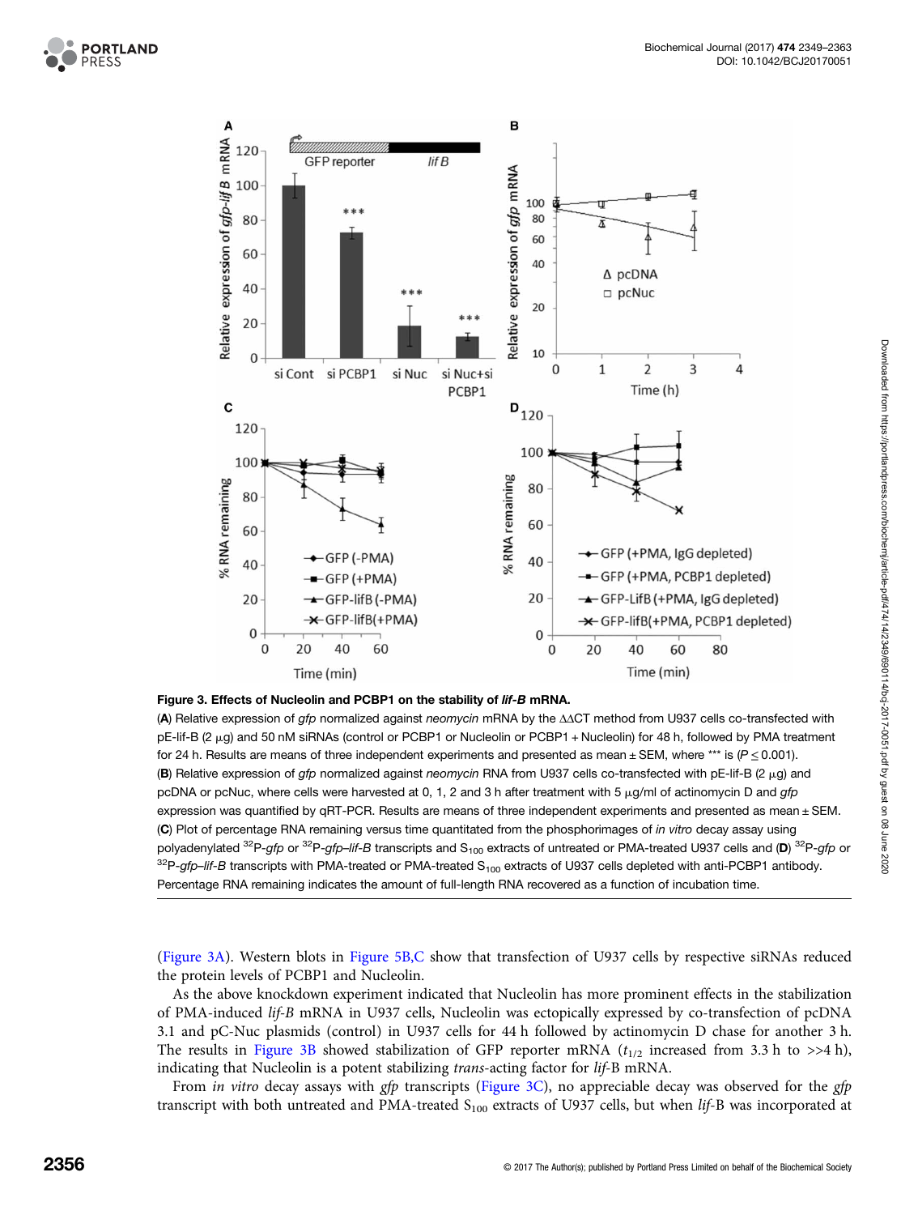**Figure 3. Effects of Nucleolin and PCBP1 on the stability of *lif-B* mRNA.**

(**A**) Relative expression of *gfp* normalized against *neomycin* mRNA by the ΔΔCT method from U937 cells co-transfected with pE-lif-B (2 μg) and 50 nM siRNAs (control or PCBP1 or Nucleolin or PCBP1 + Nucleolin) for 48 h, followed by PMA treatment for 24 h. Results are means of three independent experiments and presented as mean ± SEM, where *** is ($P \leq 0.001$). (**B**) Relative expression of *gfp* normalized against *neomycin* RNA from U937 cells co-transfected with pE-lif-B (2 μg) and pcDNA or pcNuc, where cells were harvested at 0, 1, 2 and 3 h after treatment with 5 μg/ml of actinomycin D and *gfp* expression was quantified by qRT-PCR. Results are means of three independent experiments and presented as mean ± SEM. (**C**) Plot of percentage RNA remaining versus time quantitated from the phosphorimages of *in vitro* decay assay using polyadenylated $^{32}$P-*gfp* or $^{32}$P-*gfp–lif-B* transcripts and $S_{100}$ extracts of untreated or PMA-treated U937 cells and (**D**) $^{32}$P-*gfp* or $^{32}$P-*gfp–lif-B* transcripts with PMA-treated or PMA-treated $S_{100}$ extracts of U937 cells depleted with anti-PCBP1 antibody. Percentage RNA remaining indicates the amount of full-length RNA recovered as a function of incubation time.

(Figure 3A). Western blots in Figure 5B,C show that transfection of U937 cells by respective siRNAs reduced the protein levels of PCBP1 and Nucleolin.

As the above knockdown experiment indicated that Nucleolin has more prominent effects in the stabilization of PMA-induced *lif-B* mRNA in U937 cells, Nucleolin was ectopically expressed by co-transfection of pcDNA 3.1 and pC-Nuc plasmids (control) in U937 cells for 44 h followed by actinomycin D chase for another 3 h. The results in Figure 3B showed stabilization of GFP reporter mRNA ($t_{1/2}$ increased from 3.3 h to >>4 h), indicating that Nucleolin is a potent stabilizing *trans*-acting factor for *lif*-B mRNA.

From *in vitro* decay assays with *gfp* transcripts (Figure 3C), no appreciable decay was observed for the *gfp* transcript with both untreated and PMA-treated $S_{100}$ extracts of U937 cells, but when *lif*-B was incorporated at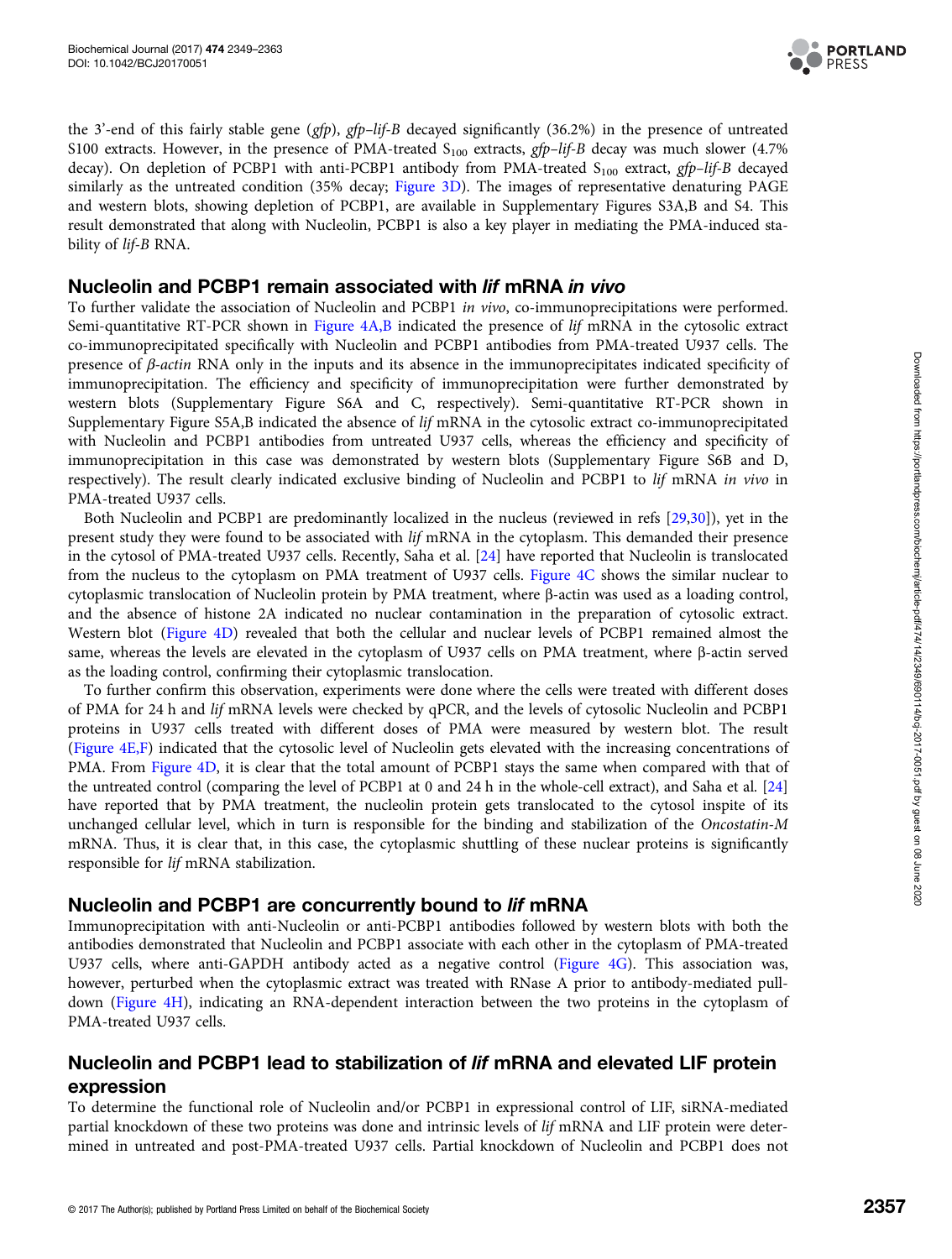the 3′-end of this fairly stable gene (*gfp*), *gfp–lif-B* decayed significantly (36.2%) in the presence of untreated S100 extracts. However, in the presence of PMA-treated $S_{100}$ extracts, *gfp–lif-B* decay was much slower (4.7% decay). On depletion of PCBP1 with anti-PCBP1 antibody from PMA-treated $S_{100}$ extract, *gfp–lif-B* decayed similarly as the untreated condition (35% decay; Figure 3D). The images of representative denaturing PAGE and western blots, showing depletion of PCBP1, are available in Supplementary Figures S3A,B and S4. This result demonstrated that along with Nucleolin, PCBP1 is also a key player in mediating the PMA-induced stability of *lif-B* RNA.

## Nucleolin and PCBP1 remain associated with *lif* mRNA *in vivo*

To further validate the association of Nucleolin and PCBP1 *in vivo*, co-immunoprecipitations were performed. Semi-quantitative RT-PCR shown in Figure 4A,B indicated the presence of *lif* mRNA in the cytosolic extract co-immunoprecipitated specifically with Nucleolin and PCBP1 antibodies from PMA-treated U937 cells. The presence of *β-actin* RNA only in the inputs and its absence in the immunoprecipitates indicated specificity of immunoprecipitation. The efficiency and specificity of immunoprecipitation were further demonstrated by western blots (Supplementary Figure S6A and C, respectively). Semi-quantitative RT-PCR shown in Supplementary Figure S5A,B indicated the absence of *lif* mRNA in the cytosolic extract co-immunoprecipitated with Nucleolin and PCBP1 antibodies from untreated U937 cells, whereas the efficiency and specificity of immunoprecipitation in this case was demonstrated by western blots (Supplementary Figure S6B and D, respectively). The result clearly indicated exclusive binding of Nucleolin and PCBP1 to *lif* mRNA *in vivo* in PMA-treated U937 cells.

Both Nucleolin and PCBP1 are predominantly localized in the nucleus (reviewed in refs [29,30]), yet in the present study they were found to be associated with *lif* mRNA in the cytoplasm. This demanded their presence in the cytosol of PMA-treated U937 cells. Recently, Saha et al. [24] have reported that Nucleolin is translocated from the nucleus to the cytoplasm on PMA treatment of U937 cells. Figure 4C shows the similar nuclear to cytoplasmic translocation of Nucleolin protein by PMA treatment, where β-actin was used as a loading control, and the absence of histone 2A indicated no nuclear contamination in the preparation of cytosolic extract. Western blot (Figure 4D) revealed that both the cellular and nuclear levels of PCBP1 remained almost the same, whereas the levels are elevated in the cytoplasm of U937 cells on PMA treatment, where β-actin served as the loading control, confirming their cytoplasmic translocation.

To further confirm this observation, experiments were done where the cells were treated with different doses of PMA for 24 h and *lif* mRNA levels were checked by qPCR, and the levels of cytosolic Nucleolin and PCBP1 proteins in U937 cells treated with different doses of PMA were measured by western blot. The result (Figure 4E,F) indicated that the cytosolic level of Nucleolin gets elevated with the increasing concentrations of PMA. From Figure 4D, it is clear that the total amount of PCBP1 stays the same when compared with that of the untreated control (comparing the level of PCBP1 at 0 and 24 h in the whole-cell extract), and Saha et al. [24] have reported that by PMA treatment, the nucleolin protein gets translocated to the cytosol inspite of its unchanged cellular level, which in turn is responsible for the binding and stabilization of the *Oncostatin-M* mRNA. Thus, it is clear that, in this case, the cytoplasmic shuttling of these nuclear proteins is significantly responsible for *lif* mRNA stabilization.

## Nucleolin and PCBP1 are concurrently bound to *lif* mRNA

Immunoprecipitation with anti-Nucleolin or anti-PCBP1 antibodies followed by western blots with both the antibodies demonstrated that Nucleolin and PCBP1 associate with each other in the cytoplasm of PMA-treated U937 cells, where anti-GAPDH antibody acted as a negative control (Figure 4G). This association was, however, perturbed when the cytoplasmic extract was treated with RNase A prior to antibody-mediated pull-down (Figure 4H), indicating an RNA-dependent interaction between the two proteins in the cytoplasm of PMA-treated U937 cells.

## Nucleolin and PCBP1 lead to stabilization of *lif* mRNA and elevated LIF protein expression

To determine the functional role of Nucleolin and/or PCBP1 in expressional control of LIF, siRNA-mediated partial knockdown of these two proteins was done and intrinsic levels of *lif* mRNA and LIF protein were determined in untreated and post-PMA-treated U937 cells. Partial knockdown of Nucleolin and PCBP1 does not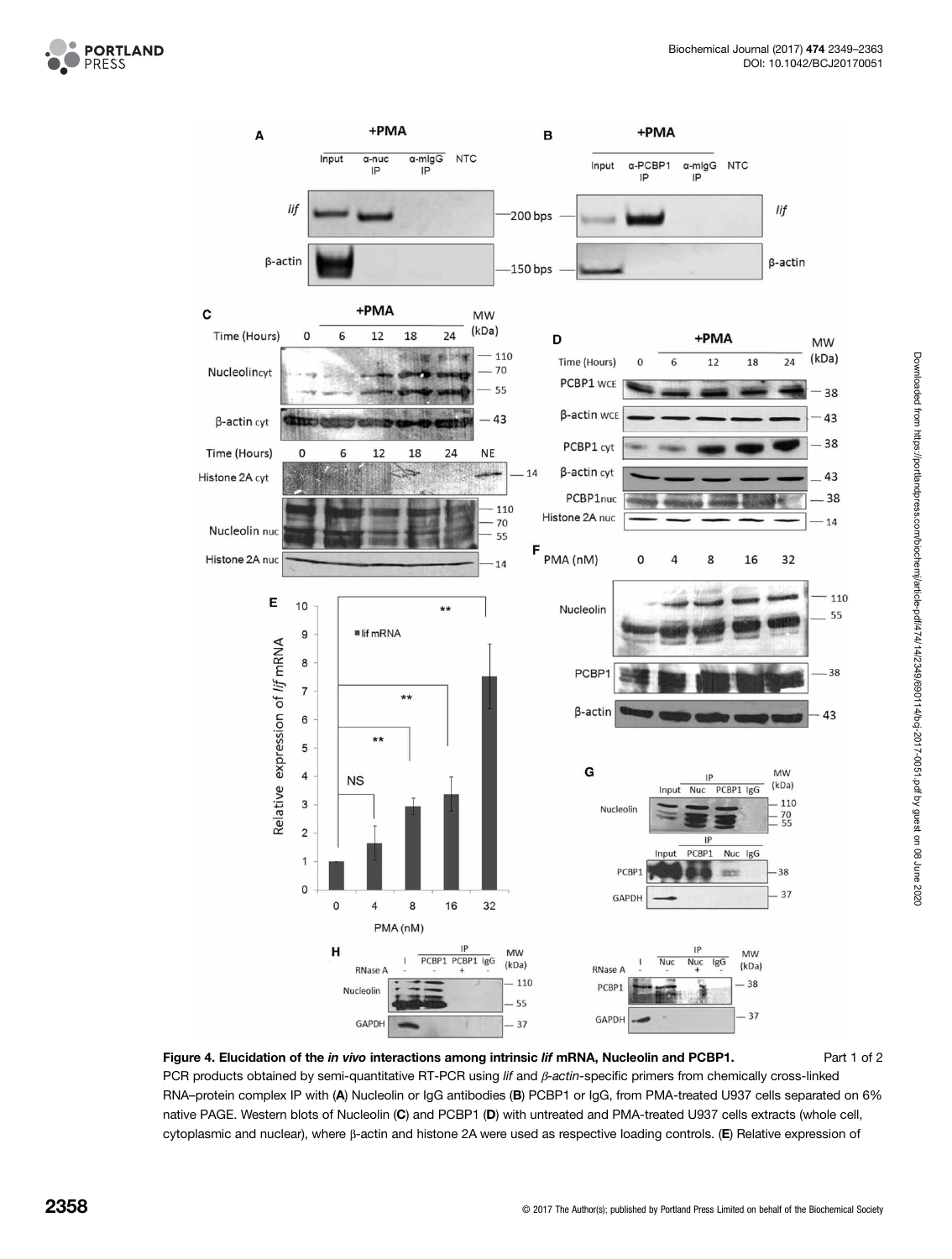**Figure 4. Elucidation of the *in vivo* interactions among intrinsic *lif* mRNA, Nucleolin and PCBP1.** Part 1 of 2

PCR products obtained by semi-quantitative RT-PCR using *lif* and *β-actin*-specific primers from chemically cross-linked RNA–protein complex IP with (**A**) Nucleolin or IgG antibodies (**B**) PCBP1 or IgG, from PMA-treated U937 cells separated on 6% native PAGE. Western blots of Nucleolin (**C**) and PCBP1 (**D**) with untreated and PMA-treated U937 cells extracts (whole cell, cytoplasmic and nuclear), where β-actin and histone 2A were used as respective loading controls. (**E**) Relative expression of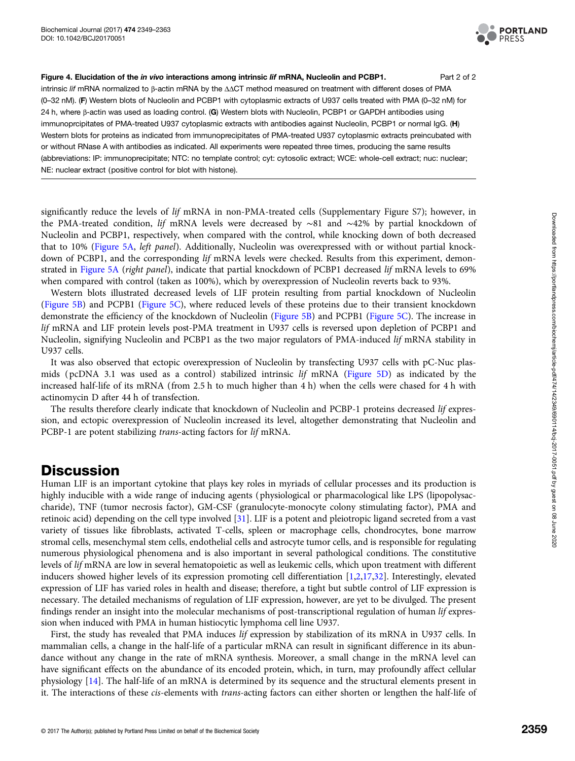**Figure 4. Elucidation of the *in vivo* interactions among intrinsic *lif* mRNA, Nucleolin and PCBP1.** Part 2 of 2

intrinsic *lif* mRNA normalized to β-actin mRNA by the ΔΔCT method measured on treatment with different doses of PMA (0–32 nM). (**F**) Western blots of Nucleolin and PCBP1 with cytoplasmic extracts of U937 cells treated with PMA (0–32 nM) for 24 h, where β-actin was used as loading control. (**G**) Western blots with Nucleolin, PCBP1 or GAPDH antibodies using immunoprcipitates of PMA-treated U937 cytoplasmic extracts with antibodies against Nucleolin, PCBP1 or normal IgG. (**H**) Western blots for proteins as indicated from immunoprecipitates of PMA-treated U937 cytoplasmic extracts preincubated with or without RNase A with antibodies as indicated. All experiments were repeated three times, producing the same results (abbreviations: IP: immunoprecipitate; NTC: no template control; cyt: cytosolic extract; WCE: whole-cell extract; nuc: nuclear; NE: nuclear extract (positive control for blot with histone).

significantly reduce the levels of *lif* mRNA in non-PMA-treated cells (Supplementary Figure S7); however, in the PMA-treated condition, *lif* mRNA levels were decreased by ∼81 and ∼42% by partial knockdown of Nucleolin and PCBP1, respectively, when compared with the control, while knocking down of both decreased that to 10% (Figure 5A, *left panel*). Additionally, Nucleolin was overexpressed with or without partial knockdown of PCBP1, and the corresponding *lif* mRNA levels were checked. Results from this experiment, demonstrated in Figure 5A (*right panel*), indicate that partial knockdown of PCBP1 decreased *lif* mRNA levels to 69% when compared with control (taken as 100%), which by overexpression of Nucleolin reverts back to 93%.

Western blots illustrated decreased levels of LIF protein resulting from partial knockdown of Nucleolin (Figure 5B) and PCPB1 (Figure 5C), where reduced levels of these proteins due to their transient knockdown demonstrate the efficiency of the knockdown of Nucleolin (Figure 5B) and PCPB1 (Figure 5C). The increase in *lif* mRNA and LIF protein levels post-PMA treatment in U937 cells is reversed upon depletion of PCBP1 and Nucleolin, signifying Nucleolin and PCBP1 as the two major regulators of PMA-induced *lif* mRNA stability in U937 cells.

It was also observed that ectopic overexpression of Nucleolin by transfecting U937 cells with pC-Nuc plasmids (pcDNA 3.1 was used as a control) stabilized intrinsic *lif* mRNA (Figure 5D) as indicated by the increased half-life of its mRNA (from 2.5 h to much higher than 4 h) when the cells were chased for 4 h with actinomycin D after 44 h of transfection.

The results therefore clearly indicate that knockdown of Nucleolin and PCBP-1 proteins decreased *lif* expression, and ectopic overexpression of Nucleolin increased its level, altogether demonstrating that Nucleolin and PCBP-1 are potent stabilizing *trans*-acting factors for *lif* mRNA.

# Discussion

Human LIF is an important cytokine that plays key roles in myriads of cellular processes and its production is highly inducible with a wide range of inducing agents (physiological or pharmacological like LPS (lipopolysaccharide), TNF (tumor necrosis factor), GM-CSF (granulocyte-monocyte colony stimulating factor), PMA and retinoic acid) depending on the cell type involved [31]. LIF is a potent and pleiotropic ligand secreted from a vast variety of tissues like fibroblasts, activated T-cells, spleen or macrophage cells, chondrocytes, bone marrow stromal cells, mesenchymal stem cells, endothelial cells and astrocyte tumor cells, and is responsible for regulating numerous physiological phenomena and is also important in several pathological conditions. The constitutive levels of *lif* mRNA are low in several hematopoietic as well as leukemic cells, which upon treatment with different inducers showed higher levels of its expression promoting cell differentiation [1,2,17,32]. Interestingly, elevated expression of LIF has varied roles in health and disease; therefore, a tight but subtle control of LIF expression is necessary. The detailed mechanisms of regulation of LIF expression, however, are yet to be divulged. The present findings render an insight into the molecular mechanisms of post-transcriptional regulation of human *lif* expression when induced with PMA in human histiocytic lymphoma cell line U937.

First, the study has revealed that PMA induces *lif* expression by stabilization of its mRNA in U937 cells. In mammalian cells, a change in the half-life of a particular mRNA can result in significant difference in its abundance without any change in the rate of mRNA synthesis. Moreover, a small change in the mRNA level can have significant effects on the abundance of its encoded protein, which, in turn, may profoundly affect cellular physiology [14]. The half-life of an mRNA is determined by its sequence and the structural elements present in it. The interactions of these *cis*-elements with *trans*-acting factors can either shorten or lengthen the half-life of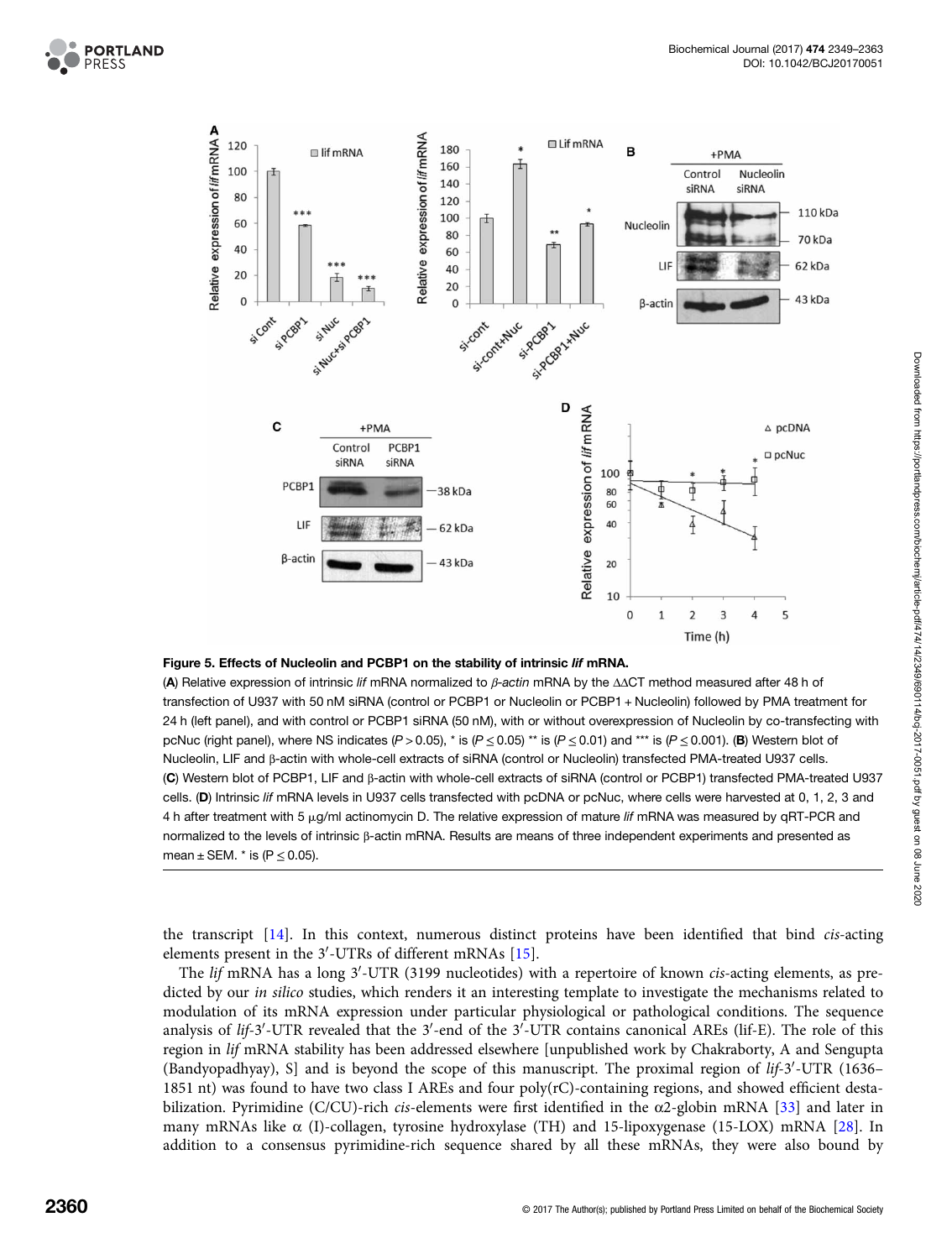**Figure 5. Effects of Nucleolin and PCBP1 on the stability of intrinsic *lif* mRNA.**

(**A**) Relative expression of intrinsic *lif* mRNA normalized to *β-actin* mRNA by the ΔΔCT method measured after 48 h of transfection of U937 with 50 nM siRNA (control or PCBP1 or Nucleolin or PCBP1 + Nucleolin) followed by PMA treatment for 24 h (left panel), and with control or PCBP1 siRNA (50 nM), with or without overexpression of Nucleolin by co-transfecting with pcNuc (right panel), where NS indicates ($P > 0.05$), * is ($P \leq 0.05$) ** is ($P \leq 0.01$) and *** is ($P \leq 0.001$). (**B**) Western blot of Nucleolin, LIF and β-actin with whole-cell extracts of siRNA (control or Nucleolin) transfected PMA-treated U937 cells. (**C**) Western blot of PCBP1, LIF and β-actin with whole-cell extracts of siRNA (control or PCBP1) transfected PMA-treated U937 cells. (**D**) Intrinsic *lif* mRNA levels in U937 cells transfected with pcDNA or pcNuc, where cells were harvested at 0, 1, 2, 3 and 4 h after treatment with 5 μg/ml actinomycin D. The relative expression of mature *lif* mRNA was measured by qRT-PCR and normalized to the levels of intrinsic β-actin mRNA. Results are means of three independent experiments and presented as mean ± SEM. * is ($P \leq 0.05$).

the transcript [14]. In this context, numerous distinct proteins have been identified that bind *cis*-acting elements present in the 3′-UTRs of different mRNAs [15].

The *lif* mRNA has a long 3′-UTR (3199 nucleotides) with a repertoire of known *cis*-acting elements, as predicted by our *in silico* studies, which renders it an interesting template to investigate the mechanisms related to modulation of its mRNA expression under particular physiological or pathological conditions. The sequence analysis of *lif*-3′-UTR revealed that the 3′-end of the 3′-UTR contains canonical AREs (lif-E). The role of this region in *lif* mRNA stability has been addressed elsewhere [unpublished work by Chakraborty, A and Sengupta (Bandyopadhyay), S] and is beyond the scope of this manuscript. The proximal region of *lif*-3′-UTR (1636–1851 nt) was found to have two class I AREs and four poly(rC)-containing regions, and showed efficient destabilization. Pyrimidine (C/CU)-rich *cis*-elements were first identified in the α2-globin mRNA [33] and later in many mRNAs like α (I)-collagen, tyrosine hydroxylase (TH) and 15-lipoxygenase (15-LOX) mRNA [28]. In addition to a consensus pyrimidine-rich sequence shared by all these mRNAs, they were also bound by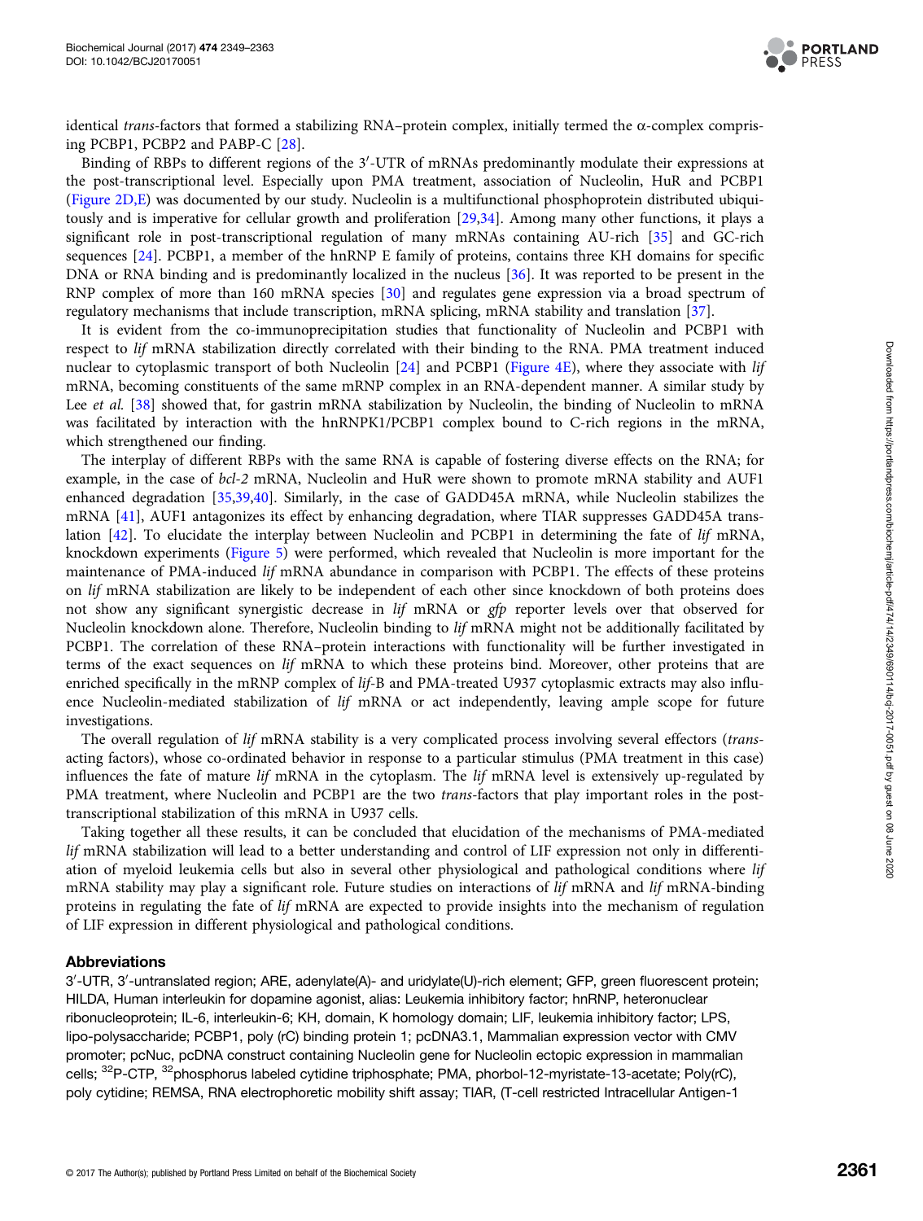identical *trans*-factors that formed a stabilizing RNA–protein complex, initially termed the α-complex comprising PCBP1, PCBP2 and PABP-C [28].

Binding of RBPs to different regions of the 3′-UTR of mRNAs predominantly modulate their expressions at the post-transcriptional level. Especially upon PMA treatment, association of Nucleolin, HuR and PCBP1 (Figure 2D,E) was documented by our study. Nucleolin is a multifunctional phosphoprotein distributed ubiquitously and is imperative for cellular growth and proliferation [29,34]. Among many other functions, it plays a significant role in post-transcriptional regulation of many mRNAs containing AU-rich [35] and GC-rich sequences [24]. PCBP1, a member of the hnRNP E family of proteins, contains three KH domains for specific DNA or RNA binding and is predominantly localized in the nucleus [36]. It was reported to be present in the RNP complex of more than 160 mRNA species [30] and regulates gene expression via a broad spectrum of regulatory mechanisms that include transcription, mRNA splicing, mRNA stability and translation [37].

It is evident from the co-immunoprecipitation studies that functionality of Nucleolin and PCBP1 with respect to *lif* mRNA stabilization directly correlated with their binding to the RNA. PMA treatment induced nuclear to cytoplasmic transport of both Nucleolin [24] and PCBP1 (Figure 4E), where they associate with *lif* mRNA, becoming constituents of the same mRNP complex in an RNA-dependent manner. A similar study by Lee *et al.* [38] showed that, for gastrin mRNA stabilization by Nucleolin, the binding of Nucleolin to mRNA was facilitated by interaction with the hnRNPK1/PCBP1 complex bound to C-rich regions in the mRNA, which strengthened our finding.

The interplay of different RBPs with the same RNA is capable of fostering diverse effects on the RNA; for example, in the case of *bcl-2* mRNA, Nucleolin and HuR were shown to promote mRNA stability and AUF1 enhanced degradation [35,39,40]. Similarly, in the case of GADD45A mRNA, while Nucleolin stabilizes the mRNA [41], AUF1 antagonizes its effect by enhancing degradation, where TIAR suppresses GADD45A translation [42]. To elucidate the interplay between Nucleolin and PCBP1 in determining the fate of *lif* mRNA, knockdown experiments (Figure 5) were performed, which revealed that Nucleolin is more important for the maintenance of PMA-induced *lif* mRNA abundance in comparison with PCBP1. The effects of these proteins on *lif* mRNA stabilization are likely to be independent of each other since knockdown of both proteins does not show any significant synergistic decrease in *lif* mRNA or *gfp* reporter levels over that observed for Nucleolin knockdown alone. Therefore, Nucleolin binding to *lif* mRNA might not be additionally facilitated by PCBP1. The correlation of these RNA–protein interactions with functionality will be further investigated in terms of the exact sequences on *lif* mRNA to which these proteins bind. Moreover, other proteins that are enriched specifically in the mRNP complex of *lif*-B and PMA-treated U937 cytoplasmic extracts may also influence Nucleolin-mediated stabilization of *lif* mRNA or act independently, leaving ample scope for future investigations.

The overall regulation of *lif* mRNA stability is a very complicated process involving several effectors (*trans*-acting factors), whose co-ordinated behavior in response to a particular stimulus (PMA treatment in this case) influences the fate of mature *lif* mRNA in the cytoplasm. The *lif* mRNA level is extensively up-regulated by PMA treatment, where Nucleolin and PCBP1 are the two *trans*-factors that play important roles in the post-transcriptional stabilization of this mRNA in U937 cells.

Taking together all these results, it can be concluded that elucidation of the mechanisms of PMA-mediated *lif* mRNA stabilization will lead to a better understanding and control of LIF expression not only in differentiation of myeloid leukemia cells but also in several other physiological and pathological conditions where *lif* mRNA stability may play a significant role. Future studies on interactions of *lif* mRNA and *lif* mRNA-binding proteins in regulating the fate of *lif* mRNA are expected to provide insights into the mechanism of regulation of LIF expression in different physiological and pathological conditions.

### Abbreviations

3′-UTR, 3′-untranslated region; ARE, adenylate(A)- and uridylate(U)-rich element; GFP, green fluorescent protein; HILDA, Human interleukin for dopamine agonist, alias: Leukemia inhibitory factor; hnRNP, heteronuclear ribonucleoprotein; IL-6, interleukin-6; KH, domain, K homology domain; LIF, leukemia inhibitory factor; LPS, lipo-polysaccharide; PCBP1, poly (rC) binding protein 1; pcDNA3.1, Mammalian expression vector with CMV promoter; pcNuc, pcDNA construct containing Nucleolin gene for Nucleolin ectopic expression in mammalian cells; $^{32}$P-CTP, $^{32}$phosphorus labeled cytidine triphosphate; PMA, phorbol-12-myristate-13-acetate; Poly(rC), poly cytidine; REMSA, RNA electrophoretic mobility shift assay; TIAR, (T-cell restricted Intracellular Antigen-1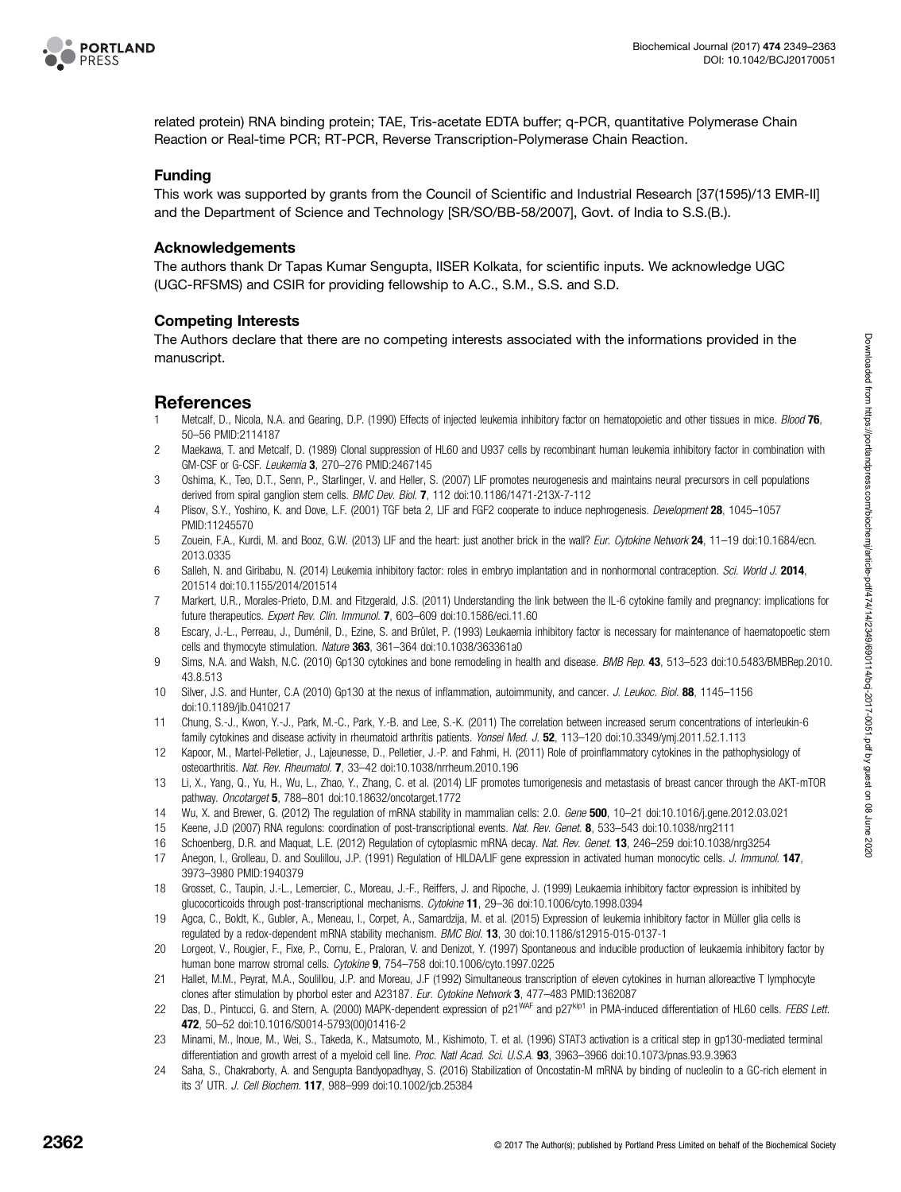related protein) RNA binding protein; TAE, Tris-acetate EDTA buffer; q-PCR, quantitative Polymerase Chain Reaction or Real-time PCR; RT-PCR, Reverse Transcription-Polymerase Chain Reaction.

### Funding

This work was supported by grants from the Council of Scientific and Industrial Research [37(1595)/13 EMR-II] and the Department of Science and Technology [SR/SO/BB-58/2007], Govt. of India to S.S.(B.).

### Acknowledgements

The authors thank Dr Tapas Kumar Sengupta, IISER Kolkata, for scientific inputs. We acknowledge UGC (UGC-RFSMS) and CSIR for providing fellowship to A.C., S.M., S.S. and S.D.

### Competing Interests

The Authors declare that there are no competing interests associated with the informations provided in the manuscript.

## References

1. Metcalf, D., Nicola, N.A. and Gearing, D.P. (1990) Effects of injected leukemia inhibitory factor on hematopoietic and other tissues in mice. *Blood* **76**, 50–56 PMID:2114187
2. Maekawa, T. and Metcalf, D. (1989) Clonal suppression of HL60 and U937 cells by recombinant human leukemia inhibitory factor in combination with GM-CSF or G-CSF. *Leukemia* **3**, 270–276 PMID:2467145
3. Oshima, K., Teo, D.T., Senn, P., Starlinger, V. and Heller, S. (2007) LIF promotes neurogenesis and maintains neural precursors in cell populations derived from spiral ganglion stem cells. *BMC Dev. Biol.* **7**, 112 doi:10.1186/1471-213X-7-112
4. Plisov, S.Y., Yoshino, K. and Dove, L.F. (2001) TGF beta 2, LIF and FGF2 cooperate to induce nephrogenesis. *Development* **28**, 1045–1057 PMID:11245570
5. Zouein, F.A., Kurdi, M. and Booz, G.W. (2013) LIF and the heart: just another brick in the wall? *Eur. Cytokine Network* **24**, 11–19 doi:10.1684/ecn.2013.0335
6. Salleh, N. and Giribabu, N. (2014) Leukemia inhibitory factor: roles in embryo implantation and in nonhormonal contraception. *Sci. World J.* **2014**, 201514 doi:10.1155/2014/201514
7. Markert, U.R., Morales-Prieto, D.M. and Fitzgerald, J.S. (2011) Understanding the link between the IL-6 cytokine family and pregnancy: implications for future therapeutics. *Expert Rev. Clin. Immunol.* **7**, 603–609 doi:10.1586/eci.11.60
8. Escary, J.-L., Perreau, J., Duménil, D., Ezine, S. and Brûlet, P. (1993) Leukaemia inhibitory factor is necessary for maintenance of haematopoetic stem cells and thymocyte stimulation. *Nature* **363**, 361–364 doi:10.1038/363361a0
9. Sims, N.A. and Walsh, N.C. (2010) Gp130 cytokines and bone remodeling in health and disease. *BMB Rep.* **43**, 513–523 doi:10.5483/BMBRep.2010.43.8.513
10. Silver, J.S. and Hunter, C.A (2010) Gp130 at the nexus of inflammation, autoimmunity, and cancer. *J. Leukoc. Biol.* **88**, 1145–1156 doi:10.1189/jlb.0410217
11. Chung, S.-J., Kwon, Y.-J., Park, M.-C., Park, Y.-B. and Lee, S.-K. (2011) The correlation between increased serum concentrations of interleukin-6 family cytokines and disease activity in rheumatoid arthritis patients. *Yonsei Med. J.* **52**, 113–120 doi:10.3349/ymj.2011.52.1.113
12. Kapoor, M., Martel-Pelletier, J., Lajeunesse, D., Pelletier, J.-P. and Fahmi, H. (2011) Role of proinflammatory cytokines in the pathophysiology of osteoarthritis. *Nat. Rev. Rheumatol.* **7**, 33–42 doi:10.1038/nrrheum.2010.196
13. Li, X., Yang, Q., Yu, H., Wu, L., Zhao, Y., Zhang, C. et al. (2014) LIF promotes tumorigenesis and metastasis of breast cancer through the AKT-mTOR pathway. *Oncotarget* **5**, 788–801 doi:10.18632/oncotarget.1772
14. Wu, X. and Brewer, G. (2012) The regulation of mRNA stability in mammalian cells: 2.0. *Gene* **500**, 10–21 doi:10.1016/j.gene.2012.03.021
15. Keene, J.D (2007) RNA regulons: coordination of post-transcriptional events. *Nat. Rev. Genet.* **8**, 533–543 doi:10.1038/nrg2111
16. Schoenberg, D.R. and Maquat, L.E. (2012) Regulation of cytoplasmic mRNA decay. *Nat. Rev. Genet.* **13**, 246–259 doi:10.1038/nrg3254
17. Anegon, I., Grolleau, D. and Soulillou, J.P. (1991) Regulation of HILDA/LIF gene expression in activated human monocytic cells. *J. Immunol.* **147**, 3973–3980 PMID:1940379
18. Grosset, C., Taupin, J.-L., Lemercier, C., Moreau, J.-F., Reiffers, J. and Ripoche, J. (1999) Leukaemia inhibitory factor expression is inhibited by glucocorticoids through post-transcriptional mechanisms. *Cytokine* **11**, 29–36 doi:10.1006/cyto.1998.0394
19. Agca, C., Boldt, K., Gubler, A., Meneau, I., Corpet, A., Samardzija, M. et al. (2015) Expression of leukemia inhibitory factor in Müller glia cells is regulated by a redox-dependent mRNA stability mechanism. *BMC Biol.* **13**, 30 doi:10.1186/s12915-015-0137-1
20. Lorgeot, V., Rougier, F., Fixe, P., Cornu, E., Praloran, V. and Denizot, Y. (1997) Spontaneous and inducible production of leukaemia inhibitory factor by human bone marrow stromal cells. *Cytokine* **9**, 754–758 doi:10.1006/cyto.1997.0225
21. Hallet, M.M., Peyrat, M.A., Soulillou, J.P. and Moreau, J.F (1992) Simultaneous transcription of eleven cytokines in human alloreactive T lymphocyte clones after stimulation by phorbol ester and A23187. *Eur. Cytokine Network* **3**, 477–483 PMID:1362087
22. Das, D., Pintucci, G. and Stern, A. (2000) MAPK-dependent expression of p21$^{WAF}$ and p27$^{kip1}$ in PMA-induced differentiation of HL60 cells. *FEBS Lett.* **472**, 50–52 doi:10.1016/S0014-5793(00)01416-2
23. Minami, M., Inoue, M., Wei, S., Takeda, K., Matsumoto, M., Kishimoto, T. et al. (1996) STAT3 activation is a critical step in gp130-mediated terminal differentiation and growth arrest of a myeloid cell line. *Proc. Natl Acad. Sci. U.S.A.* **93**, 3963–3966 doi:10.1073/pnas.93.9.3963
24. Saha, S., Chakraborty, A. and Sengupta Bandyopadhyay, S. (2016) Stabilization of Oncostatin-M mRNA by binding of nucleolin to a GC-rich element in its 3′ UTR. *J. Cell Biochem.* **117**, 988–999 doi:10.1002/jcb.25384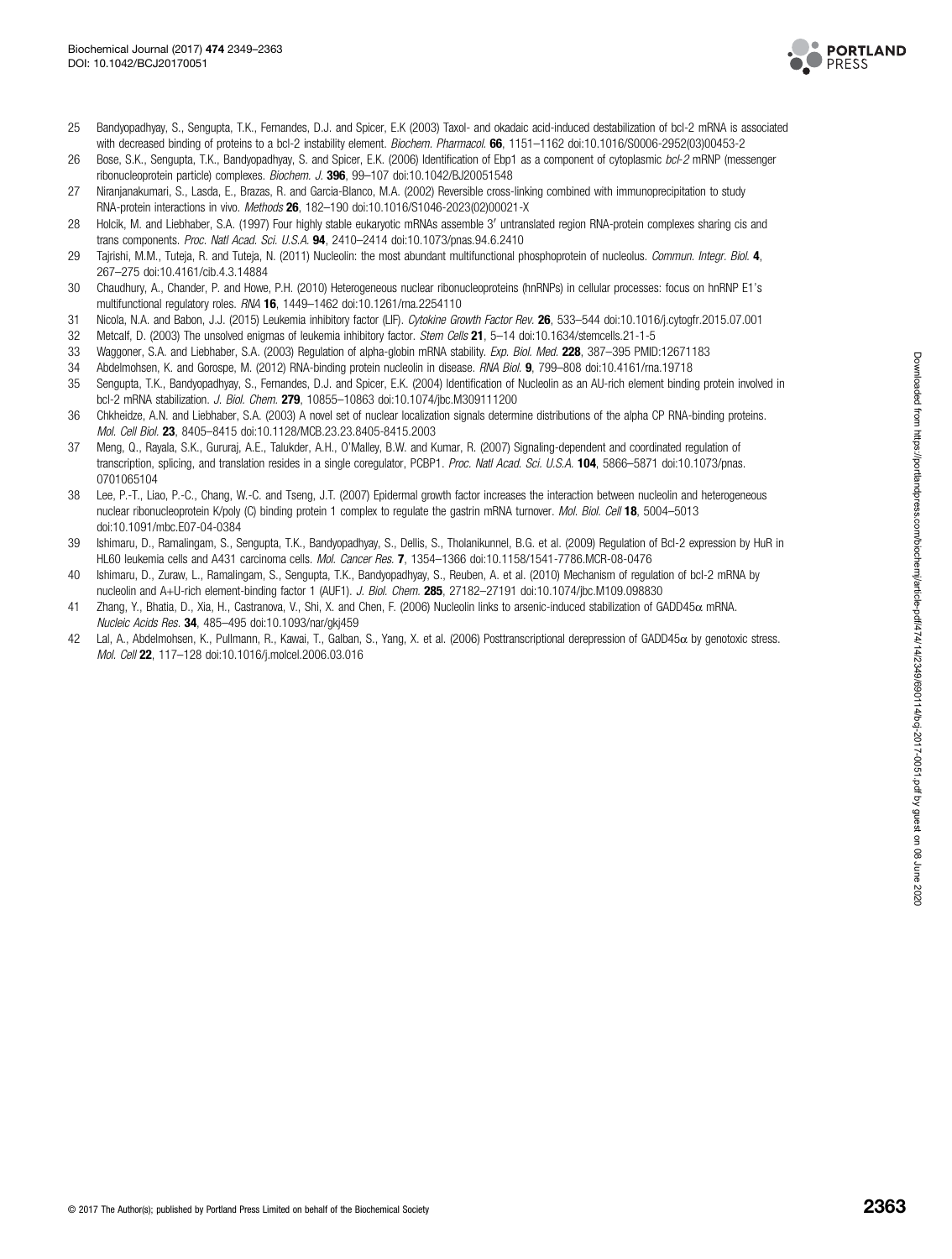25 Bandyopadhyay, S., Sengupta, T.K., Fernandes, D.J. and Spicer, E.K (2003) Taxol- and okadaic acid-induced destabilization of bcl-2 mRNA is associated with decreased binding of proteins to a bcl-2 instability element. *Biochem. Pharmacol.* **66**, 1151–1162 doi:10.1016/S0006-2952(03)00453-2

26 Bose, S.K., Sengupta, T.K., Bandyopadhyay, S. and Spicer, E.K. (2006) Identification of Ebp1 as a component of cytoplasmic *bcl-2* mRNP (messenger ribonucleoprotein particle) complexes. *Biochem. J.* **396**, 99–107 doi:10.1042/BJ20051548

27 Niranjanakumari, S., Lasda, E., Brazas, R. and Garcia-Blanco, M.A. (2002) Reversible cross-linking combined with immunoprecipitation to study RNA-protein interactions in vivo. *Methods* **26**, 182–190 doi:10.1016/S1046-2023(02)00021-X

28 Holcik, M. and Liebhaber, S.A. (1997) Four highly stable eukaryotic mRNAs assemble 3′ untranslated region RNA-protein complexes sharing cis and trans components. *Proc. Natl Acad. Sci. U.S.A.* **94**, 2410–2414 doi:10.1073/pnas.94.6.2410

29 Tajrishi, M.M., Tuteja, R. and Tuteja, N. (2011) Nucleolin: the most abundant multifunctional phosphoprotein of nucleolus. *Commun. Integr. Biol.* **4**, 267–275 doi:10.4161/cib.4.3.14884

30 Chaudhury, A., Chander, P. and Howe, P.H. (2010) Heterogeneous nuclear ribonucleoproteins (hnRNPs) in cellular processes: focus on hnRNP E1's multifunctional regulatory roles. *RNA* **16**, 1449–1462 doi:10.1261/rna.2254110

31 Nicola, N.A. and Babon, J.J. (2015) Leukemia inhibitory factor (LIF). *Cytokine Growth Factor Rev.* **26**, 533–544 doi:10.1016/j.cytogfr.2015.07.001

32 Metcalf, D. (2003) The unsolved enigmas of leukemia inhibitory factor. *Stem Cells* **21**, 5–14 doi:10.1634/stemcells.21-1-5

33 Waggoner, S.A. and Liebhaber, S.A. (2003) Regulation of alpha-globin mRNA stability. *Exp. Biol. Med.* **228**, 387–395 PMID:12671183

34 Abdelmohsen, K. and Gorospe, M. (2012) RNA-binding protein nucleolin in disease. *RNA Biol.* **9**, 799–808 doi:10.4161/rna.19718

35 Sengupta, T.K., Bandyopadhyay, S., Fernandes, D.J. and Spicer, E.K. (2004) Identification of Nucleolin as an AU-rich element binding protein involved in bcl-2 mRNA stabilization. *J. Biol. Chem.* **279**, 10855–10863 doi:10.1074/jbc.M309111200

36 Chkheidze, A.N. and Liebhaber, S.A. (2003) A novel set of nuclear localization signals determine distributions of the alpha CP RNA-binding proteins. *Mol. Cell Biol.* **23**, 8405–8415 doi:10.1128/MCB.23.23.8405-8415.2003

37 Meng, Q., Rayala, S.K., Gururaj, A.E., Talukder, A.H., O'Malley, B.W. and Kumar, R. (2007) Signaling-dependent and coordinated regulation of transcription, splicing, and translation resides in a single coregulator, PCBP1. *Proc. Natl Acad. Sci. U.S.A.* **104**, 5866–5871 doi:10.1073/pnas.0701065104

38 Lee, P.-T., Liao, P.-C., Chang, W.-C. and Tseng, J.T. (2007) Epidermal growth factor increases the interaction between nucleolin and heterogeneous nuclear ribonucleoprotein K/poly (C) binding protein 1 complex to regulate the gastrin mRNA turnover. *Mol. Biol. Cell* **18**, 5004–5013 doi:10.1091/mbc.E07-04-0384

39 Ishimaru, D., Ramalingam, S., Sengupta, T.K., Bandyopadhyay, S., Dellis, S., Tholanikunnel, B.G. et al. (2009) Regulation of Bcl-2 expression by HuR in HL60 leukemia cells and A431 carcinoma cells. *Mol. Cancer Res.* **7**, 1354–1366 doi:10.1158/1541-7786.MCR-08-0476

40 Ishimaru, D., Zuraw, L., Ramalingam, S., Sengupta, T.K., Bandyopadhyay, S., Reuben, A. et al. (2010) Mechanism of regulation of bcl-2 mRNA by nucleolin and A+U-rich element-binding factor 1 (AUF1). *J. Biol. Chem.* **285**, 27182–27191 doi:10.1074/jbc.M109.098830

41 Zhang, Y., Bhatia, D., Xia, H., Castranova, V., Shi, X. and Chen, F. (2006) Nucleolin links to arsenic-induced stabilization of GADD45α mRNA. *Nucleic Acids Res.* **34**, 485–495 doi:10.1093/nar/gkj459

42 Lal, A., Abdelmohsen, K., Pullmann, R., Kawai, T., Galban, S., Yang, X. et al. (2006) Posttranscriptional derepression of GADD45α by genotoxic stress. *Mol. Cell* **22**, 117–128 doi:10.1016/j.molcel.2006.03.016